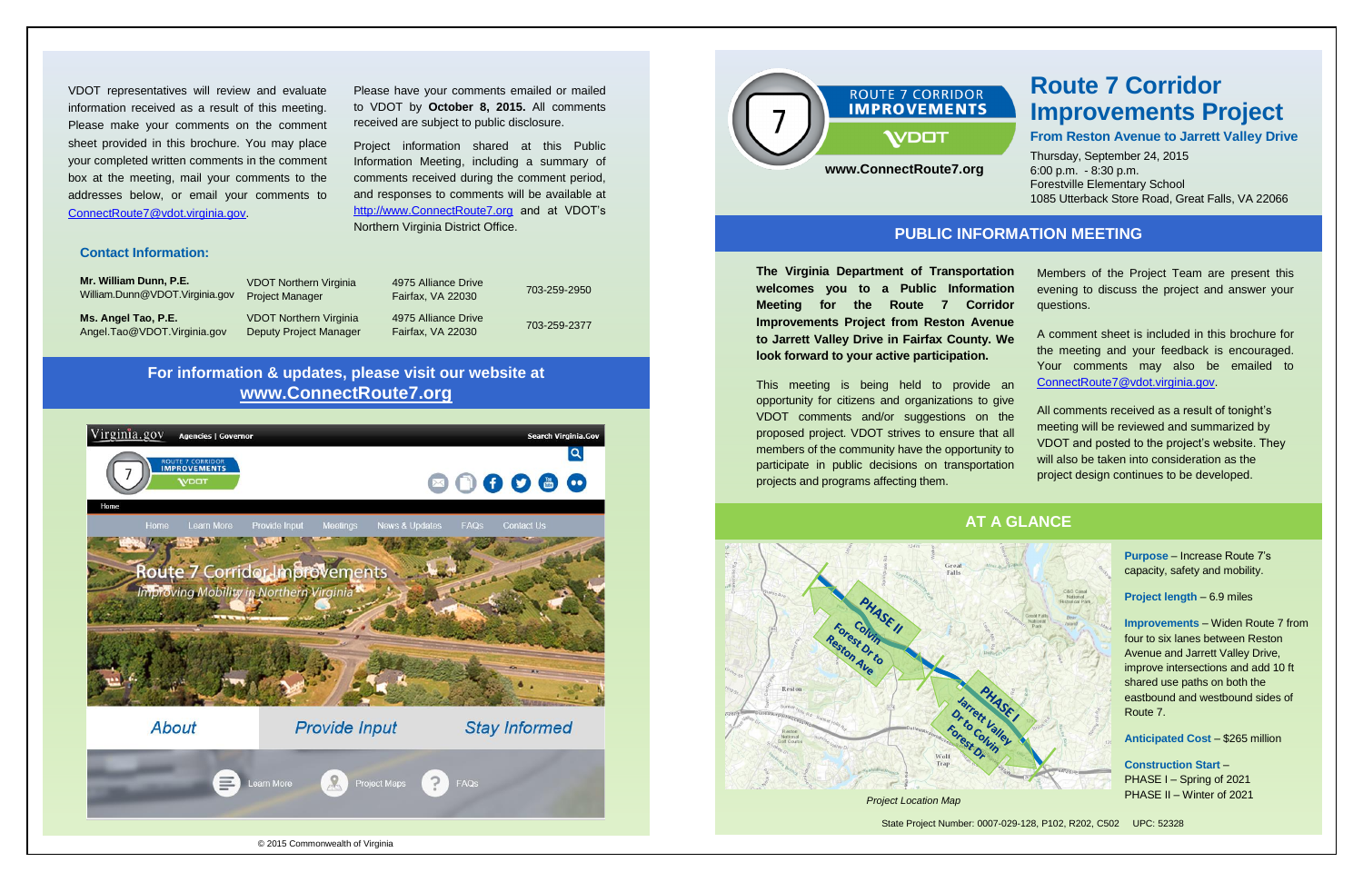VDOT representatives will review and evaluate information received as a result of this meeting. Please make your comments on the comment sheet provided in this brochure. You may place your completed written comments in the comment box at the meeting, mail your comments to the addresses below, or email your comments to ConnectRoute7@vdot.virginia.gov.

Please have your comments emailed or mailed to VDOT by **October 8, 2015.** All comments received are subject to public disclosure.

Project information shared at this Public Information Meeting, including a summary of comments received during the comment period, and responses to comments will be available at http://www.ConnectRoute7.org and at VDOT's Northern Virginia District Office.

### Contact Information:

| | | | |
|---|---|---|---|
| **Mr. William Dunn, P.E.** William.Dunn@VDOT.Virginia.gov | VDOT Northern Virginia Project Manager | 4975 Alliance Drive Fairfax, VA 22030 | 703-259-2950 |
| **Ms. Angel Tao, P.E.** Angel.Tao@VDOT.Virginia.gov | VDOT Northern Virginia Deputy Project Manager | 4975 Alliance Drive Fairfax, VA 22030 | 703-259-2377 |

**For information & updates, please visit our website at www.ConnectRoute7.org**

© 2015 Commonwealth of Virginia

ROUTE 7 CORRIDOR IMPROVEMENTS
VDOT
www.ConnectRoute7.org

# Route 7 Corridor Improvements Project

### From Reston Avenue to Jarrett Valley Drive

Thursday, September 24, 2015
6:00 p.m. - 8:30 p.m.
Forestville Elementary School
1085 Utterback Store Road, Great Falls, VA 22066

## PUBLIC INFORMATION MEETING

**The Virginia Department of Transportation welcomes you to a Public Information Meeting for the Route 7 Corridor Improvements Project from Reston Avenue to Jarrett Valley Drive in Fairfax County. We look forward to your active participation.**

This meeting is being held to provide an opportunity for citizens and organizations to give VDOT comments and/or suggestions on the proposed project. VDOT strives to ensure that all members of the community have the opportunity to participate in public decisions on transportation projects and programs affecting them.

Members of the Project Team are present this evening to discuss the project and answer your questions.

A comment sheet is included in this brochure for the meeting and your feedback is encouraged. Your comments may also be emailed to ConnectRoute7@vdot.virginia.gov.

All comments received as a result of tonight's meeting will be reviewed and summarized by VDOT and posted to the project's website. They will also be taken into consideration as the project design continues to be developed.

## AT A GLANCE

PHASE II – Colvin Forest Dr to Reston Ave
PHASE I – Jarrett Valley Dr to Colvin Forest Dr

*Project Location Map*

**Purpose** – Increase Route 7's capacity, safety and mobility.

**Project length** – 6.9 miles

**Improvements** – Widen Route 7 from four to six lanes between Reston Avenue and Jarrett Valley Drive, improve intersections and add 10 ft shared use paths on both the eastbound and westbound sides of Route 7.

**Anticipated Cost** – $265 million

**Construction Start** –
PHASE I – Spring of 2021
PHASE II – Winter of 2021

State Project Number: 0007-029-128, P102, R202, C502 UPC: 52328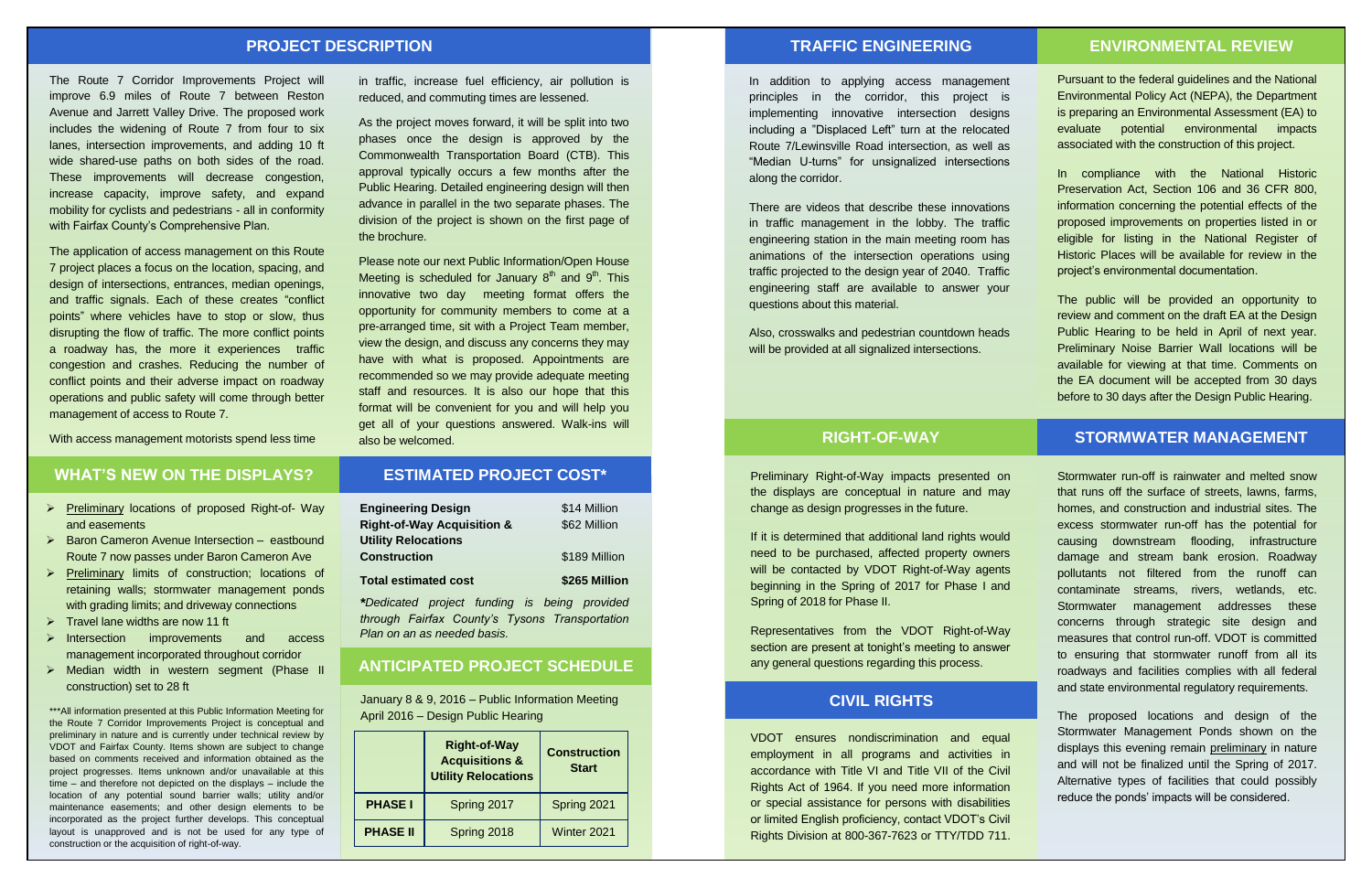## PROJECT DESCRIPTION

The Route 7 Corridor Improvements Project will improve 6.9 miles of Route 7 between Reston Avenue and Jarrett Valley Drive. The proposed work includes the widening of Route 7 from four to six lanes, intersection improvements, and adding 10 ft wide shared-use paths on both sides of the road. These improvements will decrease congestion, increase capacity, improve safety, and expand mobility for cyclists and pedestrians - all in conformity with Fairfax County's Comprehensive Plan.

The application of access management on this Route 7 project places a focus on the location, spacing, and design of intersections, entrances, median openings, and traffic signals. Each of these creates "conflict points" where vehicles have to stop or slow, thus disrupting the flow of traffic. The more conflict points a roadway has, the more it experiences traffic congestion and crashes. Reducing the number of conflict points and their adverse impact on roadway operations and public safety will come through better management of access to Route 7.

With access management motorists spend less time in traffic, increase fuel efficiency, air pollution is reduced, and commuting times are lessened.

As the project moves forward, it will be split into two phases once the design is approved by the Commonwealth Transportation Board (CTB). This approval typically occurs a few months after the Public Hearing. Detailed engineering design will then advance in parallel in the two separate phases. The division of the project is shown on the first page of the brochure.

Please note our next Public Information/Open House Meeting is scheduled for January 8th and 9th. This innovative two day meeting format offers the opportunity for community members to come at a pre-arranged time, sit with a Project Team member, view the design, and discuss any concerns they may have with what is proposed. Appointments are recommended so we may provide adequate meeting staff and resources. It is also our hope that this format will be convenient for you and will help you get all of your questions answered. Walk-ins will also be welcomed.

## WHAT'S NEW ON THE DISPLAYS?

- Preliminary locations of proposed Right-of- Way and easements
- Baron Cameron Avenue Intersection – eastbound Route 7 now passes under Baron Cameron Ave
- Preliminary limits of construction; locations of retaining walls; stormwater management ponds with grading limits; and driveway connections
- Travel lane widths are now 11 ft
- Intersection improvements and access management incorporated throughout corridor
- Median width in western segment (Phase II construction) set to 28 ft

***All information presented at this Public Information Meeting for the Route 7 Corridor Improvements Project is conceptual and preliminary in nature and is currently under technical review by VDOT and Fairfax County. Items shown are subject to change based on comments received and information obtained as the project progresses. Items unknown and/or unavailable at this time – and therefore not depicted on the displays – include the location of any potential sound barrier walls; utility and/or maintenance easements; and other design elements to be incorporated as the project further develops. This conceptual layout is unapproved and is not be used for any type of construction or the acquisition of right-of-way.

## ESTIMATED PROJECT COST*

| | |
|---|---|
| **Engineering Design** | $14 Million |
| **Right-of-Way Acquisition & Utility Relocations** | $62 Million |
| **Construction** | $189 Million |
| **Total estimated cost** | **$265 Million** |

*\*Dedicated project funding is being provided through Fairfax County's Tysons Transportation Plan on an as needed basis.*

## ANTICIPATED PROJECT SCHEDULE

January 8 & 9, 2016 – Public Information Meeting
April 2016 – Design Public Hearing

| | Right-of-Way Acquisitions & Utility Relocations | Construction Start |
|---|---|---|
| **PHASE I** | Spring 2017 | Spring 2021 |
| **PHASE II** | Spring 2018 | Winter 2021 |

## TRAFFIC ENGINEERING

In addition to applying access management principles in the corridor, this project is implementing innovative intersection designs including a "Displaced Left" turn at the relocated Route 7/Lewinsville Road intersection, as well as "Median U-turns" for unsignalized intersections along the corridor.

There are videos that describe these innovations in traffic management in the lobby. The traffic engineering station in the main meeting room has animations of the intersection operations using traffic projected to the design year of 2040. Traffic engineering staff are available to answer your questions about this material.

Also, crosswalks and pedestrian countdown heads will be provided at all signalized intersections.

## RIGHT-OF-WAY

Preliminary Right-of-Way impacts presented on the displays are conceptual in nature and may change as design progresses in the future.

If it is determined that additional land rights would need to be purchased, affected property owners will be contacted by VDOT Right-of-Way agents beginning in the Spring of 2017 for Phase I and Spring of 2018 for Phase II.

Representatives from the VDOT Right-of-Way section are present at tonight's meeting to answer any general questions regarding this process.

## CIVIL RIGHTS

VDOT ensures nondiscrimination and equal employment in all programs and activities in accordance with Title VI and Title VII of the Civil Rights Act of 1964. If you need more information or special assistance for persons with disabilities or limited English proficiency, contact VDOT's Civil Rights Division at 800-367-7623 or TTY/TDD 711.

## ENVIRONMENTAL REVIEW

Pursuant to the federal guidelines and the National Environmental Policy Act (NEPA), the Department is preparing an Environmental Assessment (EA) to evaluate potential environmental impacts associated with the construction of this project.

In compliance with the National Historic Preservation Act, Section 106 and 36 CFR 800, information concerning the potential effects of the proposed improvements on properties listed in or eligible for listing in the National Register of Historic Places will be available for review in the project's environmental documentation.

The public will be provided an opportunity to review and comment on the draft EA at the Design Public Hearing to be held in April of next year. Preliminary Noise Barrier Wall locations will be available for viewing at that time. Comments on the EA document will be accepted from 30 days before to 30 days after the Design Public Hearing.

## STORMWATER MANAGEMENT

Stormwater run-off is rainwater and melted snow that runs off the surface of streets, lawns, farms, homes, and construction and industrial sites. The excess stormwater run-off has the potential for causing downstream flooding, infrastructure damage and stream bank erosion. Roadway pollutants not filtered from the runoff can contaminate streams, rivers, wetlands, etc. Stormwater management addresses these concerns through strategic site design and measures that control run-off. VDOT is committed to ensuring that stormwater runoff from all its roadways and facilities complies with all federal and state environmental regulatory requirements.

The proposed locations and design of the Stormwater Management Ponds shown on the displays this evening remain preliminary in nature and will not be finalized until the Spring of 2017. Alternative types of facilities that could possibly reduce the ponds' impacts will be considered.